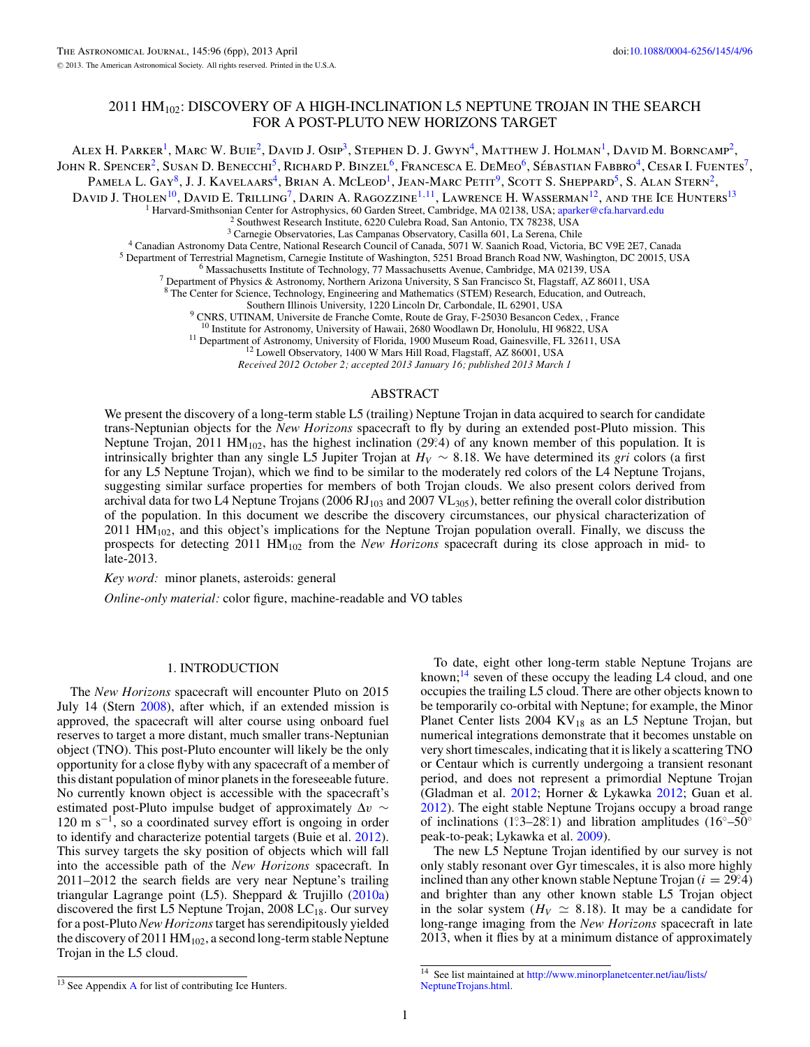# 2011 $HM_{102}$: DISCOVERY OF A HIGH-INCLINATION L5 NEPTUNE TROJAN IN THE SEARCH FOR A POST-PLUTO NEW HORIZONS TARGET

Alex H. Parker[1], Marc W. Buie[2], David J. Osip[3], Stephen D. J. Gwyn[4], Matthew J. Holman[1], David M. Borncamp[2], John R. Spencer[2], Susan D. Benecchi[5], Richard P. Binzel[6], Francesca E. DeMeo[6], Sébastian Fabbro[4], Cesar I. Fuentes[7], Pamela L. Gay[8], J. J. Kavelaars[4], Brian A. McLeod[1], Jean-Marc Petit[9], Scott S. Sheppard[5], S. Alan Stern[2], David J. Tholen[10], David E. Trilling[7], Darin A. Ragozzine[1,11], Lawrence H. Wasserman[12], and the Ice Hunters[13]

[1] Harvard-Smithsonian Center for Astrophysics, 60 Garden Street, Cambridge, MA 02138, USA; aparker@cfa.harvard.edu
[2] Southwest Research Institute, 6220 Culebra Road, San Antonio, TX 78238, USA
[3] Carnegie Observatories, Las Campanas Observatory, Casilla 601, La Serena, Chile
[4] Canadian Astronomy Data Centre, National Research Council of Canada, 5071 W. Saanich Road, Victoria, BC V9E 2E7, Canada
[5] Department of Terrestrial Magnetism, Carnegie Institute of Washington, 5251 Broad Branch Road NW, Washington, DC 20015, USA
[6] Massachusetts Institute of Technology, 77 Massachusetts Avenue, Cambridge, MA 02139, USA
[7] Department of Physics & Astronomy, Northern Arizona University, S San Francisco St, Flagstaff, AZ 86011, USA
[8] The Center for Science, Technology, Engineering and Mathematics (STEM) Research, Education, and Outreach, Southern Illinois University, 1220 Lincoln Dr, Carbondale, IL 62901, USA
[9] CNRS, UTINAM, Universite de Franche Comte, Route de Gray, F-25030 Besancon Cedex, , France
[10] Institute for Astronomy, University of Hawaii, 2680 Woodlawn Dr, Honolulu, HI 96822, USA
[11] Department of Astronomy, University of Florida, 1900 Museum Road, Gainesville, FL 32611, USA
[12] Lowell Observatory, 1400 W Mars Hill Road, Flagstaff, AZ 86001, USA

*Received 2012 October 2; accepted 2013 January 16; published 2013 March 1*

## ABSTRACT

We present the discovery of a long-term stable L5 (trailing) Neptune Trojan in data acquired to search for candidate trans-Neptunian objects for the *New Horizons* spacecraft to fly by during an extended post-Pluto mission. This Neptune Trojan, 2011 $HM_{102}$, has the highest inclination (29°.4) of any known member of this population. It is intrinsically brighter than any single L5 Jupiter Trojan at $H_V \sim 8.18$. We have determined its *gri* colors (a first for any L5 Neptune Trojan), which we find to be similar to the moderately red colors of the L4 Neptune Trojans, suggesting similar surface properties for members of both Trojan clouds. We also present colors derived from archival data for two L4 Neptune Trojans (2006 $RJ_{103}$ and 2007 $VL_{305}$), better refining the overall color distribution of the population. In this document we describe the discovery circumstances, our physical characterization of 2011 $HM_{102}$, and this object's implications for the Neptune Trojan population overall. Finally, we discuss the prospects for detecting 2011 $HM_{102}$ from the *New Horizons* spacecraft during its close approach in mid- to late-2013.

*Key word:* minor planets, asteroids: general

*Online-only material:* color figure, machine-readable and VO tables

## 1. INTRODUCTION

The *New Horizons* spacecraft will encounter Pluto on 2015 July 14 (Stern 2008), after which, if an extended mission is approved, the spacecraft will alter course using onboard fuel reserves to target a more distant, much smaller trans-Neptunian object (TNO). This post-Pluto encounter will likely be the only opportunity for a close flyby with any spacecraft of a member of this distant population of minor planets in the foreseeable future. No currently known object is accessible with the spacecraft's estimated post-Pluto impulse budget of approximately $\Delta v \sim 120$ m s$^{-1}$, so a coordinated survey effort is ongoing in order to identify and characterize potential targets (Buie et al. 2012). This survey targets the sky position of objects which will fall into the accessible path of the *New Horizons* spacecraft. In 2011–2012 the search fields are very near Neptune's trailing triangular Lagrange point (L5). Sheppard & Trujillo (2010a) discovered the first L5 Neptune Trojan, 2008 $LC_{18}$. Our survey for a post-Pluto *New Horizons* target has serendipitously yielded the discovery of 2011 $HM_{102}$, a second long-term stable Neptune Trojan in the L5 cloud.

To date, eight other long-term stable Neptune Trojans are known;[14] seven of these occupy the leading L4 cloud, and one occupies the trailing L5 cloud. There are other objects known to be temporarily co-orbital with Neptune; for example, the Minor Planet Center lists 2004 $KV_{18}$ as an L5 Neptune Trojan, but numerical integrations demonstrate that it becomes unstable on very short timescales, indicating that it is likely a scattering TNO or Centaur which is currently undergoing a transient resonant period, and does not represent a primordial Neptune Trojan (Gladman et al. 2012; Horner & Lykawka 2012; Guan et al. 2012). The eight stable Neptune Trojans occupy a broad range of inclinations (1°.3–28°.1) and libration amplitudes (16°–50° peak-to-peak; Lykawka et al. 2009).

The new L5 Neptune Trojan identified by our survey is not only stably resonant over Gyr timescales, it is also more highly inclined than any other known stable Neptune Trojan ($i = 29°.4$) and brighter than any other known stable L5 Trojan object in the solar system ($H_V \simeq 8.18$). It may be a candidate for long-range imaging from the *New Horizons* spacecraft in late 2013, when it flies by at a minimum distance of approximately

[13] See Appendix A for list of contributing Ice Hunters.

[14] See list maintained at http://www.minorplanetcenter.net/iau/lists/NeptuneTrojans.html.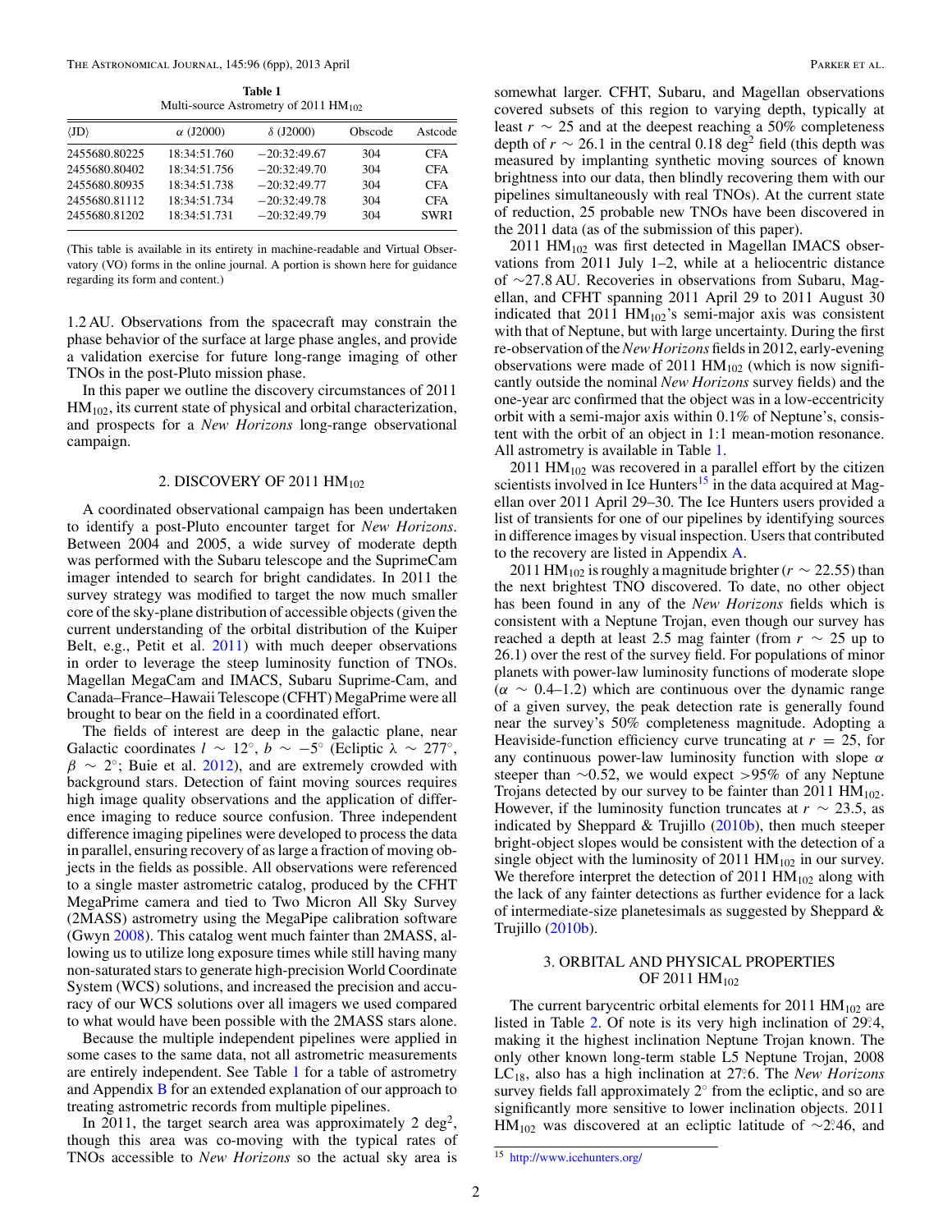**Table 1**
Multi-source Astrometry of 2011 $HM_{102}$

| ⟨JD⟩ | $\alpha$ (J2000) | $\delta$ (J2000) | Obscode | Astcode |
|---|---|---|---|---|
| 2455680.80225 | 18:34:51.760 | −20:32:49.67 | 304 | CFA |
| 2455680.80402 | 18:34:51.756 | −20:32:49.70 | 304 | CFA |
| 2455680.80935 | 18:34:51.738 | −20:32:49.77 | 304 | CFA |
| 2455680.81112 | 18:34:51.734 | −20:32:49.78 | 304 | CFA |
| 2455680.81202 | 18:34:51.731 | −20:32:49.79 | 304 | SWRI |

(This table is available in its entirety in machine-readable and Virtual Observatory (VO) forms in the online journal. A portion is shown here for guidance regarding its form and content.)

1.2 AU. Observations from the spacecraft may constrain the phase behavior of the surface at large phase angles, and provide a validation exercise for future long-range imaging of other TNOs in the post-Pluto mission phase.

In this paper we outline the discovery circumstances of 2011 $HM_{102}$, its current state of physical and orbital characterization, and prospects for a *New Horizons* long-range observational campaign.

## 2. DISCOVERY OF 2011 $HM_{102}$

A coordinated observational campaign has been undertaken to identify a post-Pluto encounter target for *New Horizons*. Between 2004 and 2005, a wide survey of moderate depth was performed with the Subaru telescope and the SuprimeCam imager intended to search for bright candidates. In 2011 the survey strategy was modified to target the now much smaller core of the sky-plane distribution of accessible objects (given the current understanding of the orbital distribution of the Kuiper Belt, e.g., Petit et al. 2011) with much deeper observations in order to leverage the steep luminosity function of TNOs. Magellan MegaCam and IMACS, Subaru Suprime-Cam, and Canada–France–Hawaii Telescope (CFHT) MegaPrime were all brought to bear on the field in a coordinated effort.

The fields of interest are deep in the galactic plane, near Galactic coordinates $l \sim 12°$, $b \sim -5°$ (Ecliptic $\lambda \sim 277°$, $\beta \sim 2°$; Buie et al. 2012), and are extremely crowded with background stars. Detection of faint moving sources requires high image quality observations and the application of difference imaging to reduce source confusion. Three independent difference imaging pipelines were developed to process the data in parallel, ensuring recovery of as large a fraction of moving objects in the fields as possible. All observations were referenced to a single master astrometric catalog, produced by the CFHT MegaPrime camera and tied to Two Micron All Sky Survey (2MASS) astrometry using the MegaPipe calibration software (Gwyn 2008). This catalog went much fainter than 2MASS, allowing us to utilize long exposure times while still having many non-saturated stars to generate high-precision World Coordinate System (WCS) solutions, and increased the precision and accuracy of our WCS solutions over all imagers we used compared to what would have been possible with the 2MASS stars alone.

Because the multiple independent pipelines were applied in some cases to the same data, not all astrometric measurements are entirely independent. See Table 1 for a table of astrometry and Appendix B for an extended explanation of our approach to treating astrometric records from multiple pipelines.

In 2011, the target search area was approximately 2 deg$^2$, though this area was co-moving with the typical rates of TNOs accessible to *New Horizons* so the actual sky area is somewhat larger. CFHT, Subaru, and Magellan observations covered subsets of this region to varying depth, typically at least $r \sim 25$ and at the deepest reaching a 50% completeness depth of $r \sim 26.1$ in the central 0.18 deg$^2$ field (this depth was measured by implanting synthetic moving sources of known brightness into our data, then blindly recovering them with our pipelines simultaneously with real TNOs). At the current state of reduction, 25 probable new TNOs have been discovered in the 2011 data (as of the submission of this paper).

2011 $HM_{102}$ was first detected in Magellan IMACS observations from 2011 July 1–2, while at a heliocentric distance of ∼27.8 AU. Recoveries in observations from Subaru, Magellan, and CFHT spanning 2011 April 29 to 2011 August 30 indicated that 2011 $HM_{102}$'s semi-major axis was consistent with that of Neptune, but with large uncertainty. During the first re-observation of the *New Horizons* fields in 2012, early-evening observations were made of 2011 $HM_{102}$ (which is now significantly outside the nominal *New Horizons* survey fields) and the one-year arc confirmed that the object was in a low-eccentricity orbit with a semi-major axis within 0.1% of Neptune's, consistent with the orbit of an object in 1:1 mean-motion resonance. All astrometry is available in Table 1.

2011 $HM_{102}$ was recovered in a parallel effort by the citizen scientists involved in Ice Hunters[15] in the data acquired at Magellan over 2011 April 29–30. The Ice Hunters users provided a list of transients for one of our pipelines by identifying sources in difference images by visual inspection. Users that contributed to the recovery are listed in Appendix A.

2011 $HM_{102}$ is roughly a magnitude brighter ($r \sim 22.55$) than the next brightest TNO discovered. To date, no other object has been found in any of the *New Horizons* fields which is consistent with a Neptune Trojan, even though our survey has reached a depth at least 2.5 mag fainter (from $r \sim 25$ up to 26.1) over the rest of the survey field. For populations of minor planets with power-law luminosity functions of moderate slope ($\alpha \sim 0.4$–1.2) which are continuous over the dynamic range of a given survey, the peak detection rate is generally found near the survey's 50% completeness magnitude. Adopting a Heaviside-function efficiency curve truncating at $r = 25$, for any continuous power-law luminosity function with slope $\alpha$ steeper than ∼0.52, we would expect >95% of any Neptune Trojans detected by our survey to be fainter than 2011 $HM_{102}$. However, if the luminosity function truncates at $r \sim 23.5$, as indicated by Sheppard & Trujillo (2010b), then much steeper bright-object slopes would be consistent with the detection of a single object with the luminosity of 2011 $HM_{102}$ in our survey. We therefore interpret the detection of 2011 $HM_{102}$ along with the lack of any fainter detections as further evidence for a lack of intermediate-size planetesimals as suggested by Sheppard & Trujillo (2010b).

## 3. ORBITAL AND PHYSICAL PROPERTIES OF 2011 $HM_{102}$

The current barycentric orbital elements for 2011 $HM_{102}$ are listed in Table 2. Of note is its very high inclination of 29°.4, making it the highest inclination Neptune Trojan known. The only other known long-term stable L5 Neptune Trojan, 2008 $LC_{18}$, also has a high inclination at 27°.6. The *New Horizons* survey fields fall approximately 2° from the ecliptic, and so are significantly more sensitive to lower inclination objects. 2011 $HM_{102}$ was discovered at an ecliptic latitude of ∼2°.46, and

[15] http://www.icehunters.org/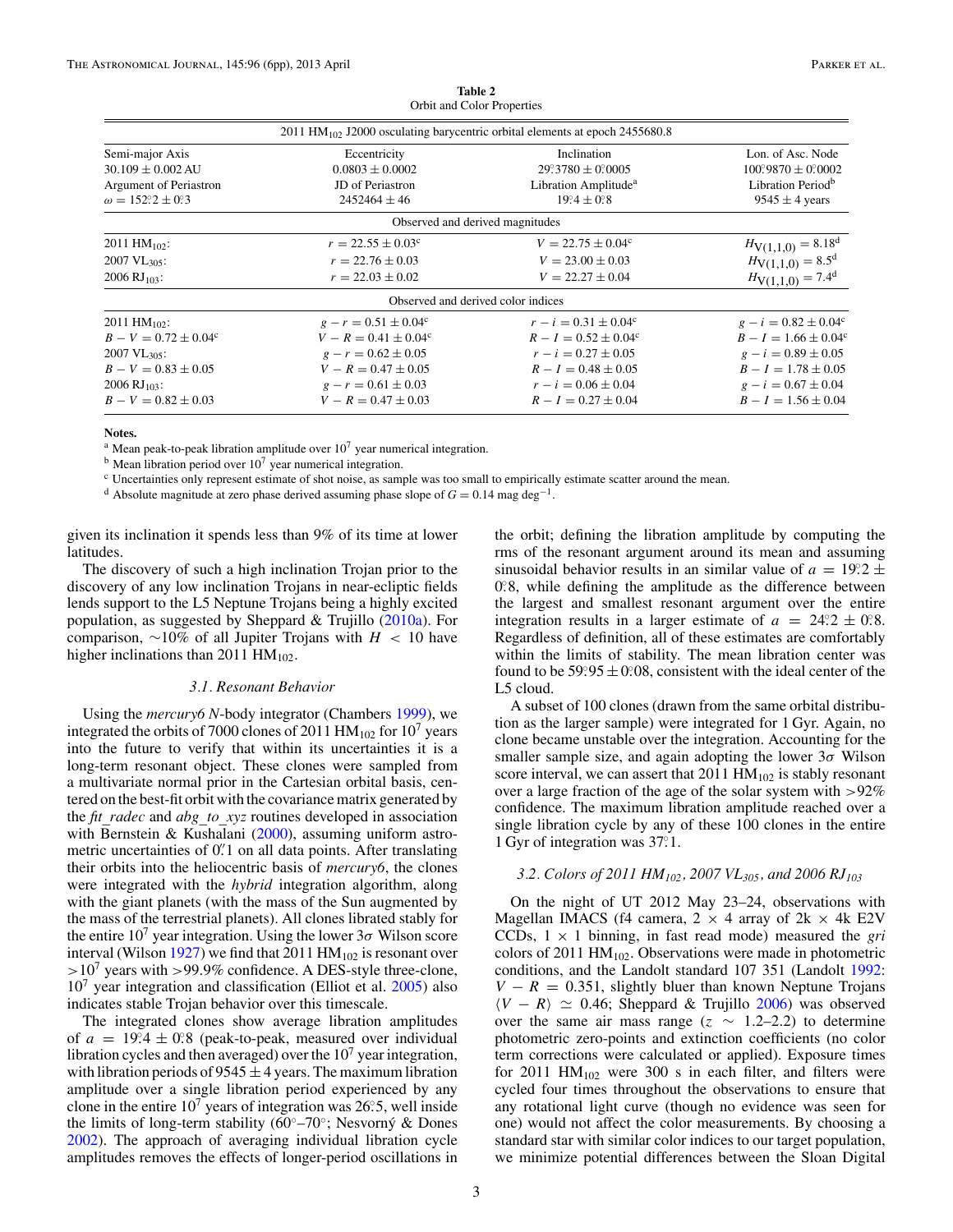**Table 2**
Orbit and Color Properties

| | | | |
|---|---|---|---|
| 2011 $HM_{102}$ J2000 osculating barycentric orbital elements at epoch 2455680.8 | | | |
| Semi-major Axis | Eccentricity | Inclination | Lon. of Asc. Node |
| $30.109 \pm 0.002$ AU | $0.0803 \pm 0.0002$ | $29.^{\circ}3780 \pm 0.^{\circ}0005$ | $100.^{\circ}9870 \pm 0.^{\circ}0002$ |
| Argument of Periastron | JD of Periastron | Libration Amplitude[a] | Libration Period[b] |
| $\omega = 152.^{\circ}2 \pm 0.^{\circ}3$ | $2452464 \pm 46$ | $19.^{\circ}4 \pm 0.^{\circ}8$ | $9545 \pm 4$ years |
| Observed and derived magnitudes | | | |
| 2011 $HM_{102}$: | $r = 22.55 \pm 0.03$[c] | $V = 22.75 \pm 0.04$[c] | $H_{V(1,1,0)} = 8.18$[d] |
| 2007 $VL_{305}$: | $r = 22.76 \pm 0.03$ | $V = 23.00 \pm 0.03$ | $H_{V(1,1,0)} = 8.5$[d] |
| 2006 $RJ_{103}$: | $r = 22.03 \pm 0.02$ | $V = 22.27 \pm 0.04$ | $H_{V(1,1,0)} = 7.4$[d] |
| Observed and derived color indices | | | |
| 2011 $HM_{102}$: | $g - r = 0.51 \pm 0.04$[c] | $r - i = 0.31 \pm 0.04$[c] | $g - i = 0.82 \pm 0.04$[c] |
| $B - V = 0.72 \pm 0.04$[c] | $V - R = 0.41 \pm 0.04$[c] | $R - I = 0.52 \pm 0.04$[c] | $B - I = 1.66 \pm 0.04$[c] |
| 2007 $VL_{305}$: | $g - r = 0.62 \pm 0.05$ | $r - i = 0.27 \pm 0.05$ | $g - i = 0.89 \pm 0.05$ |
| $B - V = 0.83 \pm 0.05$ | $V - R = 0.47 \pm 0.05$ | $R - I = 0.48 \pm 0.05$ | $B - I = 1.78 \pm 0.05$ |
| 2006 $RJ_{103}$: | $g - r = 0.61 \pm 0.03$ | $r - i = 0.06 \pm 0.04$ | $g - i = 0.67 \pm 0.04$ |
| $B - V = 0.82 \pm 0.03$ | $V - R = 0.47 \pm 0.03$ | $R - I = 0.27 \pm 0.04$ | $B - I = 1.56 \pm 0.04$ |

**Notes.**
[a] Mean peak-to-peak libration amplitude over $10^7$ year numerical integration.
[b] Mean libration period over $10^7$ year numerical integration.
[c] Uncertainties only represent estimate of shot noise, as sample was too small to empirically estimate scatter around the mean.
[d] Absolute magnitude at zero phase derived assuming phase slope of $G = 0.14$ mag $\text{deg}^{-1}$.

given its inclination it spends less than 9% of its time at lower latitudes.

The discovery of such a high inclination Trojan prior to the discovery of any low inclination Trojans in near-ecliptic fields lends support to the L5 Neptune Trojans being a highly excited population, as suggested by Sheppard & Trujillo (2010a). For comparison, ~10% of all Jupiter Trojans with $H < 10$ have higher inclinations than 2011 $HM_{102}$.

### 3.1. Resonant Behavior

Using the *mercury6* *N*-body integrator (Chambers 1999), we integrated the orbits of 7000 clones of 2011 $HM_{102}$ for $10^7$ years into the future to verify that within its uncertainties it is a long-term resonant object. These clones were sampled from a multivariate normal prior in the Cartesian orbital basis, centered on the best-fit orbit with the covariance matrix generated by the *fit_radec* and *abg_to_xyz* routines developed in association with Bernstein & Kushalani (2000), assuming uniform astrometric uncertainties of $0.''1$ on all data points. After translating their orbits into the heliocentric basis of *mercury6*, the clones were integrated with the *hybrid* integration algorithm, along with the giant planets (with the mass of the Sun augmented by the mass of the terrestrial planets). All clones librated stably for the entire $10^7$ year integration. Using the lower $3\sigma$ Wilson score interval (Wilson 1927) we find that 2011 $HM_{102}$ is resonant over $>10^7$ years with >99.9% confidence. A DES-style three-clone, $10^7$ year integration and classification (Elliot et al. 2005) also indicates stable Trojan behavior over this timescale.

The integrated clones show average libration amplitudes of $a = 19.^{\circ}4 \pm 0.^{\circ}8$ (peak-to-peak, measured over individual libration cycles and then averaged) over the $10^7$ year integration, with libration periods of $9545 \pm 4$ years. The maximum libration amplitude over a single libration period experienced by any clone in the entire $10^7$ years of integration was $26.^{\circ}5$, well inside the limits of long-term stability (60°–70°; Nesvorný & Dones 2002). The approach of averaging individual libration cycle amplitudes removes the effects of longer-period oscillations in the orbit; defining the libration amplitude by computing the rms of the resonant argument around its mean and assuming sinusoidal behavior results in an similar value of $a = 19.^{\circ}2 \pm 0.^{\circ}8$, while defining the amplitude as the difference between the largest and smallest resonant argument over the entire integration results in a larger estimate of $a = 24.^{\circ}2 \pm 0.^{\circ}8$. Regardless of definition, all of these estimates are comfortably within the limits of stability. The mean libration center was found to be $59.^{\circ}95 \pm 0.^{\circ}08$, consistent with the ideal center of the L5 cloud.

A subset of 100 clones (drawn from the same orbital distribution as the larger sample) were integrated for 1 Gyr. Again, no clone became unstable over the integration. Accounting for the smaller sample size, and again adopting the lower $3\sigma$ Wilson score interval, we can assert that 2011 $HM_{102}$ is stably resonant over a large fraction of the age of the solar system with >92% confidence. The maximum libration amplitude reached over a single libration cycle by any of these 100 clones in the entire 1 Gyr of integration was $37.^{\circ}1$.

### 3.2. Colors of 2011 $HM_{102}$, 2007 $VL_{305}$, and 2006 $RJ_{103}$

On the night of UT 2012 May 23–24, observations with Magellan IMACS (f4 camera, 2 × 4 array of 2k × 4k E2V CCDs, 1 × 1 binning, in fast read mode) measured the *gri* colors of 2011 $HM_{102}$. Observations were made in photometric conditions, and the Landolt standard 107 351 (Landolt 1992: $V - R = 0.351$, slightly bluer than known Neptune Trojans $\langle V - R \rangle \simeq 0.46$; Sheppard & Trujillo 2006) was observed over the same air mass range ($z \sim 1.2$–$2.2$) to determine photometric zero-points and extinction coefficients (no color term corrections were calculated or applied). Exposure times for 2011 $HM_{102}$ were 300 s in each filter, and filters were cycled four times throughout the observations to ensure that any rotational light curve (though no evidence was seen for one) would not affect the color measurements. By choosing a standard star with similar color indices to our target population, we minimize potential differences between the Sloan Digital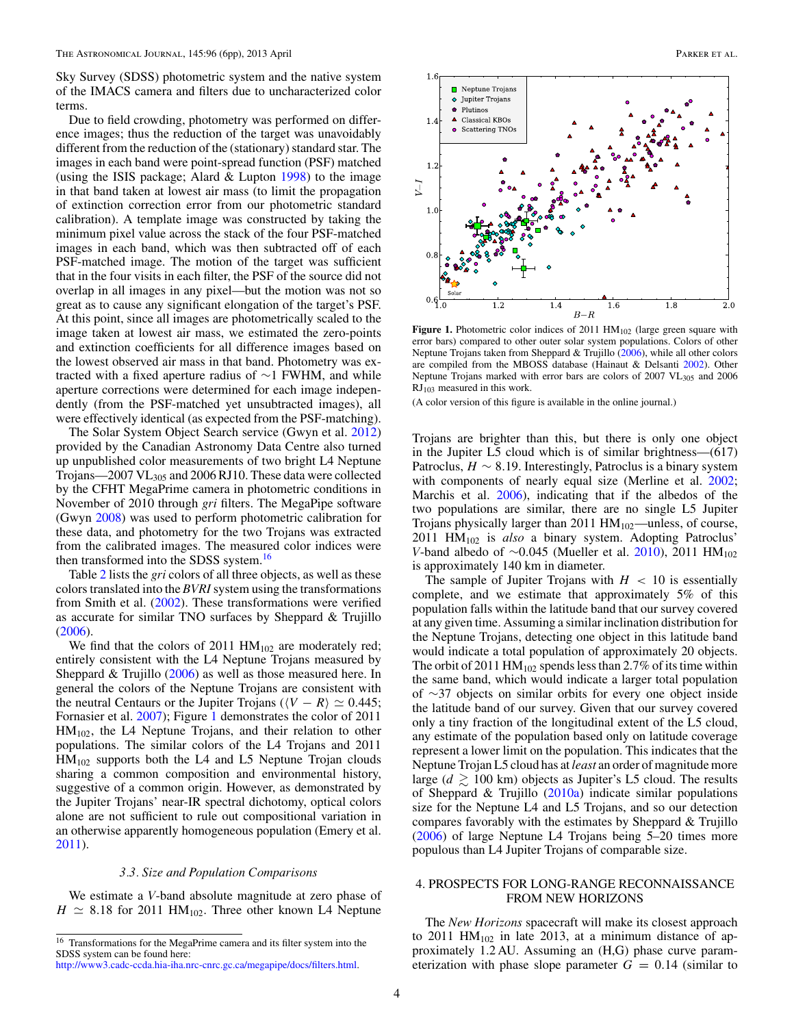Sky Survey (SDSS) photometric system and the native system of the IMACS camera and filters due to uncharacterized color terms.

Due to field crowding, photometry was performed on difference images; thus the reduction of the target was unavoidably different from the reduction of the (stationary) standard star. The images in each band were point-spread function (PSF) matched (using the ISIS package; Alard & Lupton 1998) to the image in that band taken at lowest air mass (to limit the propagation of extinction correction error from our photometric standard calibration). A template image was constructed by taking the minimum pixel value across the stack of the four PSF-matched images in each band, which was then subtracted off of each PSF-matched image. The motion of the target was sufficient that in the four visits in each filter, the PSF of the source did not overlap in all images in any pixel—but the motion was not so great as to cause any significant elongation of the target's PSF. At this point, since all images are photometrically scaled to the image taken at lowest air mass, we estimated the zero-points and extinction coefficients for all difference images based on the lowest observed air mass in that band. Photometry was extracted with a fixed aperture radius of ∼1 FWHM, and while aperture corrections were determined for each image independently (from the PSF-matched yet unsubtracted images), all were effectively identical (as expected from the PSF-matching).

The Solar System Object Search service (Gwyn et al. 2012) provided by the Canadian Astronomy Data Centre also turned up unpublished color measurements of two bright L4 Neptune Trojans—2007 $VL_{305}$ and 2006 RJ10. These data were collected by the CFHT MegaPrime camera in photometric conditions in November of 2010 through *gri* filters. The MegaPipe software (Gwyn 2008) was used to perform photometric calibration for these data, and photometry for the two Trojans was extracted from the calibrated images. The measured color indices were then transformed into the SDSS system.[16]

Table 2 lists the *gri* colors of all three objects, as well as these colors translated into the *BVRI* system using the transformations from Smith et al. (2002). These transformations were verified as accurate for similar TNO surfaces by Sheppard & Trujillo (2006).

We find that the colors of 2011 $HM_{102}$ are moderately red; entirely consistent with the L4 Neptune Trojans measured by Sheppard & Trujillo (2006) as well as those measured here. In general the colors of the Neptune Trojans are consistent with the neutral Centaurs or the Jupiter Trojans ($\langle V-R\rangle \simeq 0.445$; Fornasier et al. 2007); Figure 1 demonstrates the color of 2011 $HM_{102}$, the L4 Neptune Trojans, and their relation to other populations. The similar colors of the L4 Trojans and 2011 $HM_{102}$ supports both the L4 and L5 Neptune Trojan clouds sharing a common composition and environmental history, suggestive of a common origin. However, as demonstrated by the Jupiter Trojans' near-IR spectral dichotomy, optical colors alone are not sufficient to rule out compositional variation in an otherwise apparently homogeneous population (Emery et al. 2011).

### 3.3. Size and Population Comparisons

We estimate a *V*-band absolute magnitude at zero phase of $H \simeq 8.18$ for 2011 $HM_{102}$. Three other known L4 Neptune Trojans are brighter than this, but there is only one object in the Jupiter L5 cloud which is of similar brightness—(617) Patroclus, $H \sim 8.19$. Interestingly, Patroclus is a binary system with components of nearly equal size (Merline et al. 2002; Marchis et al. 2006), indicating that if the albedos of the two populations are similar, there are no single L5 Jupiter Trojans physically larger than 2011 $HM_{102}$—unless, of course, 2011 $HM_{102}$ is *also* a binary system. Adopting Patroclus' *V*-band albedo of ∼0.045 (Mueller et al. 2010), 2011 $HM_{102}$ is approximately 140 km in diameter.

**Figure 1.** Photometric color indices of 2011 $HM_{102}$ (large green square with error bars) compared to other outer solar system populations. Colors of other Neptune Trojans taken from Sheppard & Trujillo (2006), while all other colors are compiled from the MBOSS database (Hainaut & Delsanti 2002). Other Neptune Trojans marked with error bars are colors of 2007 $VL_{305}$ and 2006 $RJ_{103}$ measured in this work.

(A color version of this figure is available in the online journal.)

The sample of Jupiter Trojans with $H < 10$ is essentially complete, and we estimate that approximately 5% of this population falls within the latitude band that our survey covered at any given time. Assuming a similar inclination distribution for the Neptune Trojans, detecting one object in this latitude band would indicate a total population of approximately 20 objects. The orbit of 2011 $HM_{102}$ spends less than 2.7% of its time within the same band, which would indicate a larger total population of ∼37 objects on similar orbits for every one object inside the latitude band of our survey. Given that our survey covered only a tiny fraction of the longitudinal extent of the L5 cloud, any estimate of the population based only on latitude coverage represent a lower limit on the population. This indicates that the Neptune Trojan L5 cloud has at *least* an order of magnitude more large ($d \gtrsim 100$ km) objects as Jupiter's L5 cloud. The results of Sheppard & Trujillo (2010a) indicate similar populations size for the Neptune L4 and L5 Trojans, and so our detection compares favorably with the estimates by Sheppard & Trujillo (2006) of large Neptune L4 Trojans being 5–20 times more populous than L4 Jupiter Trojans of comparable size.

## 4. PROSPECTS FOR LONG-RANGE RECONNAISSANCE FROM NEW HORIZONS

The *New Horizons* spacecraft will make its closest approach to 2011 $HM_{102}$ in late 2013, at a minimum distance of approximately 1.2 AU. Assuming an (H,G) phase curve parameterization with phase slope parameter $G = 0.14$ (similar to

[16] Transformations for the MegaPrime camera and its filter system into the SDSS system can be found here: http://www3.cadc-ccda.hia-iha.nrc-cnrc.gc.ca/megapipe/docs/filters.html.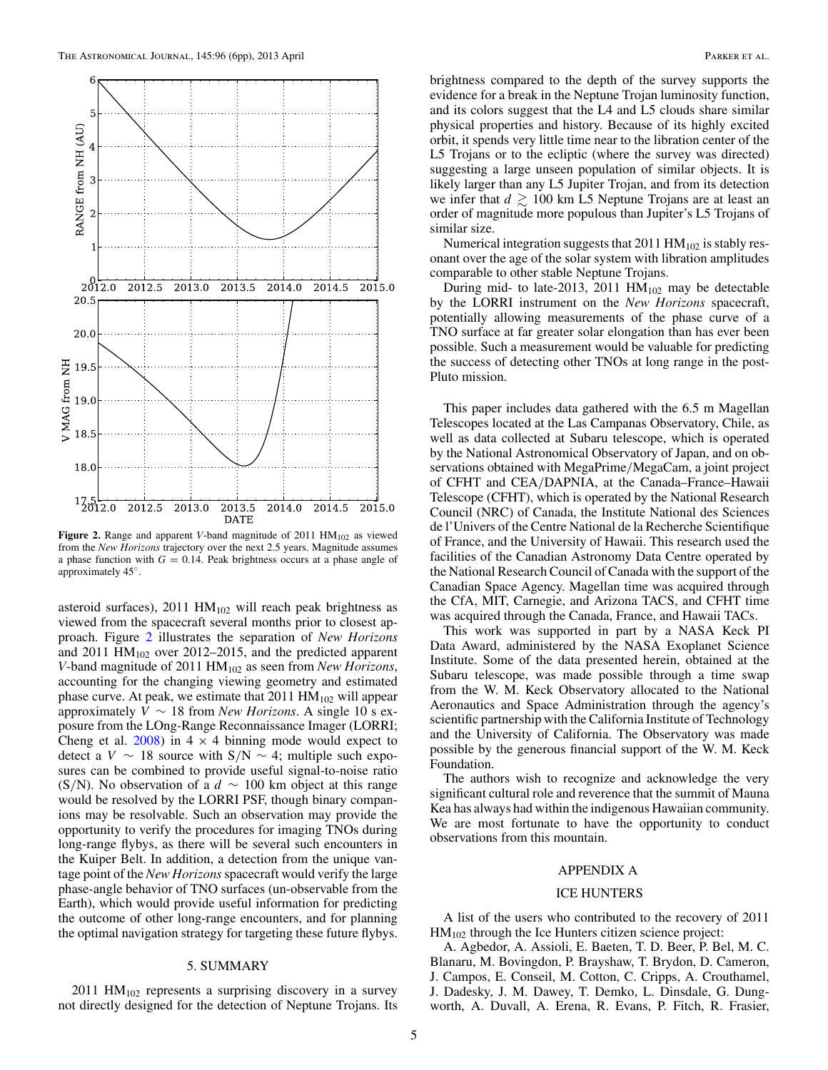**Figure 2.** Range and apparent $V$-band magnitude of 2011 $HM_{102}$ as viewed from the *New Horizons* trajectory over the next 2.5 years. Magnitude assumes a phase function with $G = 0.14$. Peak brightness occurs at a phase angle of approximately 45°.

asteroid surfaces), 2011 $HM_{102}$ will reach peak brightness as viewed from the spacecraft several months prior to closest approach. Figure 2 illustrates the separation of *New Horizons* and 2011 $HM_{102}$ over 2012–2015, and the predicted apparent $V$-band magnitude of 2011 $HM_{102}$ as seen from *New Horizons*, accounting for the changing viewing geometry and estimated phase curve. At peak, we estimate that 2011 $HM_{102}$ will appear approximately $V \sim 18$ from *New Horizons*. A single 10 s exposure from the LOng-Range Reconnaissance Imager (LORRI; Cheng et al. 2008) in $4 \times 4$ binning mode would expect to detect a $V \sim 18$ source with $S/N \sim 4$; multiple such exposures can be combined to provide useful signal-to-noise ratio (S/N). No observation of a $d \sim 100$ km object at this range would be resolved by the LORRI PSF, though binary companions may be resolvable. Such an observation may provide the opportunity to verify the procedures for imaging TNOs during long-range flybys, as there will be several such encounters in the Kuiper Belt. In addition, a detection from the unique vantage point of the *New Horizons* spacecraft would verify the large phase-angle behavior of TNO surfaces (un-observable from the Earth), which would provide useful information for predicting the outcome of other long-range encounters, and for planning the optimal navigation strategy for targeting these future flybys.

## 5. SUMMARY

2011 $HM_{102}$ represents a surprising discovery in a survey not directly designed for the detection of Neptune Trojans. Its brightness compared to the depth of the survey supports the evidence for a break in the Neptune Trojan luminosity function, and its colors suggest that the L4 and L5 clouds share similar physical properties and history. Because of its highly excited orbit, it spends very little time near to the libration center of the L5 Trojans or to the ecliptic (where the survey was directed) suggesting a large unseen population of similar objects. It is likely larger than any L5 Jupiter Trojan, and from its detection we infer that $d \gtrsim 100$ km L5 Neptune Trojans are at least an order of magnitude more populous than Jupiter's L5 Trojans of similar size.

Numerical integration suggests that 2011 $HM_{102}$ is stably resonant over the age of the solar system with libration amplitudes comparable to other stable Neptune Trojans.

During mid- to late-2013, 2011 $HM_{102}$ may be detectable by the LORRI instrument on the *New Horizons* spacecraft, potentially allowing measurements of the phase curve of a TNO surface at far greater solar elongation than has ever been possible. Such a measurement would be valuable for predicting the success of detecting other TNOs at long range in the post-Pluto mission.

This paper includes data gathered with the 6.5 m Magellan Telescopes located at the Las Campanas Observatory, Chile, as well as data collected at Subaru telescope, which is operated by the National Astronomical Observatory of Japan, and on observations obtained with MegaPrime/MegaCam, a joint project of CFHT and CEA/DAPNIA, at the Canada–France–Hawaii Telescope (CFHT), which is operated by the National Research Council (NRC) of Canada, the Institute National des Sciences de l'Univers of the Centre National de la Recherche Scientifique of France, and the University of Hawaii. This research used the facilities of the Canadian Astronomy Data Centre operated by the National Research Council of Canada with the support of the Canadian Space Agency. Magellan time was acquired through the CfA, MIT, Carnegie, and Arizona TACS, and CFHT time was acquired through the Canada, France, and Hawaii TACs.

This work was supported in part by a NASA Keck PI Data Award, administered by the NASA Exoplanet Science Institute. Some of the data presented herein, obtained at the Subaru telescope, was made possible through a time swap from the W. M. Keck Observatory allocated to the National Aeronautics and Space Administration through the agency's scientific partnership with the California Institute of Technology and the University of California. The Observatory was made possible by the generous financial support of the W. M. Keck Foundation.

The authors wish to recognize and acknowledge the very significant cultural role and reverence that the summit of Mauna Kea has always had within the indigenous Hawaiian community. We are most fortunate to have the opportunity to conduct observations from this mountain.

## APPENDIX A

## ICE HUNTERS

A list of the users who contributed to the recovery of 2011 $HM_{102}$ through the Ice Hunters citizen science project:

A. Agbedor, A. Assioli, E. Baeten, T. D. Beer, P. Bel, M. C. Blanaru, M. Bovingdon, P. Brayshaw, T. Brydon, D. Cameron, J. Campos, E. Conseil, M. Cotton, C. Cripps, A. Crouthamel, J. Dadesky, J. M. Dawey, T. Demko, L. Dinsdale, G. Dungworth, A. Duvall, A. Erena, R. Evans, P. Fitch, R. Frasier,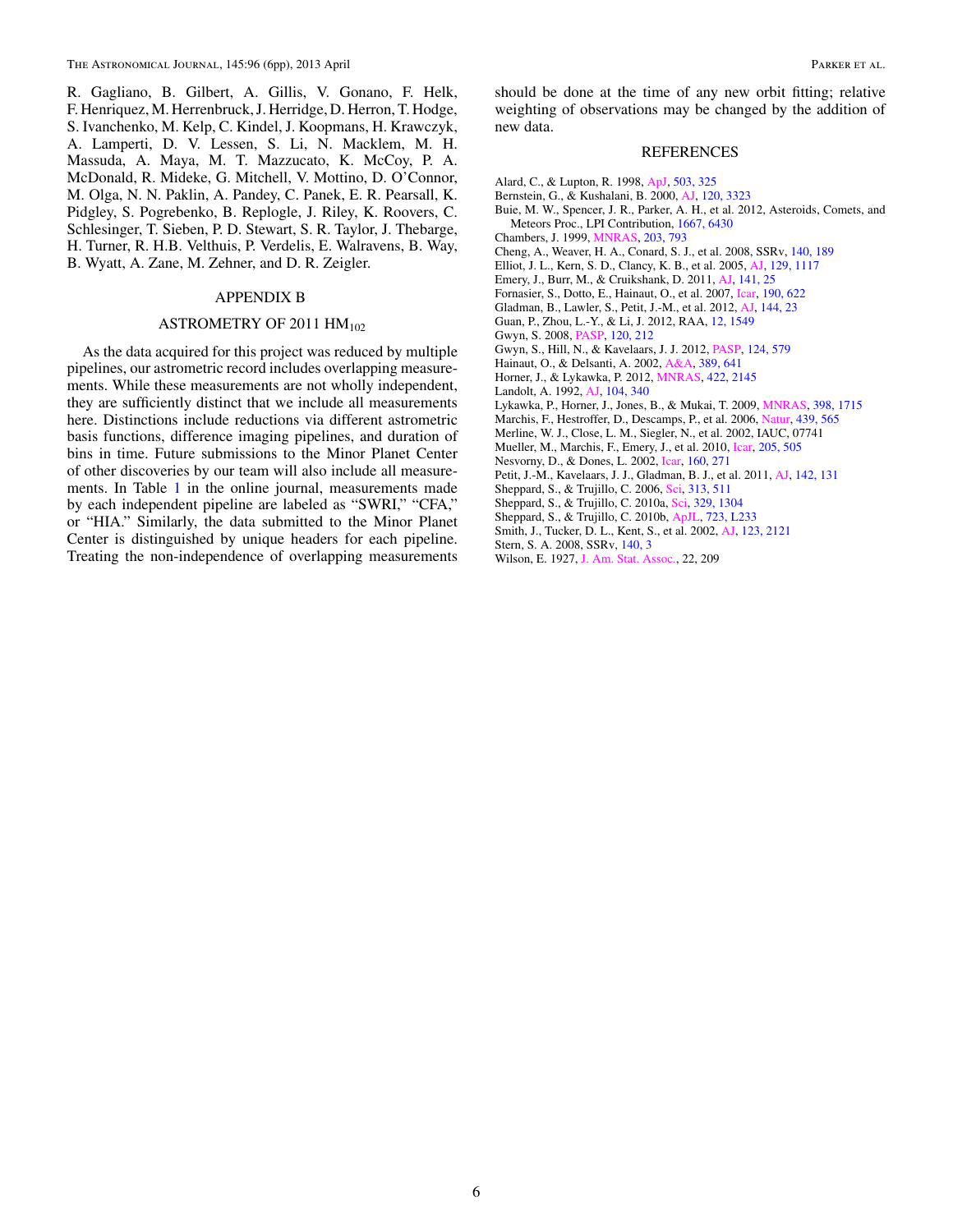R. Gagliano, B. Gilbert, A. Gillis, V. Gonano, F. Helk, F. Henriquez, M. Herrenbruck, J. Herridge, D. Herron, T. Hodge, S. Ivanchenko, M. Kelp, C. Kindel, J. Koopmans, H. Krawczyk, A. Lamperti, D. V. Lessen, S. Li, N. Macklem, M. H. Massuda, A. Maya, M. T. Mazzucato, K. McCoy, P. A. McDonald, R. Mideke, G. Mitchell, V. Mottino, D. O'Connor, M. Olga, N. N. Paklin, A. Pandey, C. Panek, E. R. Pearsall, K. Pidgley, S. Pogrebenko, B. Replogle, J. Riley, K. Roovers, C. Schlesinger, T. Sieben, P. D. Stewart, S. R. Taylor, J. Thebarge, H. Turner, R. H.B. Velthuis, P. Verdelis, E. Walravens, B. Way, B. Wyatt, A. Zane, M. Zehner, and D. R. Zeigler.

## APPENDIX B

## ASTROMETRY OF 2011 $HM_{102}$

As the data acquired for this project was reduced by multiple pipelines, our astrometric record includes overlapping measurements. While these measurements are not wholly independent, they are sufficiently distinct that we include all measurements here. Distinctions include reductions via different astrometric basis functions, difference imaging pipelines, and duration of bins in time. Future submissions to the Minor Planet Center of other discoveries by our team will also include all measurements. In Table 1 in the online journal, measurements made by each independent pipeline are labeled as "SWRI," "CFA," or "HIA." Similarly, the data submitted to the Minor Planet Center is distinguished by unique headers for each pipeline. Treating the non-independence of overlapping measurements should be done at the time of any new orbit fitting; relative weighting of observations may be changed by the addition of new data.

## REFERENCES

Alard, C., & Lupton, R. 1998, ApJ, 503, 325
Bernstein, G., & Kushalani, B. 2000, AJ, 120, 3323
Buie, M. W., Spencer, J. R., Parker, A. H., et al. 2012, Asteroids, Comets, and Meteors Proc., LPI Contribution, 1667, 6430
Chambers, J. 1999, MNRAS, 203, 793
Cheng, A., Weaver, H. A., Conard, S. J., et al. 2008, SSRv, 140, 189
Elliot, J. L., Kern, S. D., Clancy, K. B., et al. 2005, AJ, 129, 1117
Emery, J., Burr, M., & Cruikshank, D. 2011, AJ, 141, 25
Fornasier, S., Dotto, E., Hainaut, O., et al. 2007, Icar, 190, 622
Gladman, B., Lawler, S., Petit, J.-M., et al. 2012, AJ, 144, 23
Guan, P., Zhou, L.-Y., & Li, J. 2012, RAA, 12, 1549
Gwyn, S. 2008, PASP, 120, 212
Gwyn, S., Hill, N., & Kavelaars, J. J. 2012, PASP, 124, 579
Hainaut, O., & Delsanti, A. 2002, A&A, 389, 641
Horner, J., & Lykawka, P. 2012, MNRAS, 422, 2145
Landolt, A. 1992, AJ, 104, 340
Lykawka, P., Horner, J., Jones, B., & Mukai, T. 2009, MNRAS, 398, 1715
Marchis, F., Hestroffer, D., Descamps, P., et al. 2006, Natur, 439, 565
Merline, W. J., Close, L. M., Siegler, N., et al. 2002, IAUC, 07741
Mueller, M., Marchis, F., Emery, J., et al. 2010, Icar, 205, 505
Nesvorny, D., & Dones, L. 2002, Icar, 160, 271
Petit, J.-M., Kavelaars, J. J., Gladman, B. J., et al. 2011, AJ, 142, 131
Sheppard, S., & Trujillo, C. 2006, Sci, 313, 511
Sheppard, S., & Trujillo, C. 2010a, Sci, 329, 1304
Sheppard, S., & Trujillo, C. 2010b, ApJL, 723, L233
Smith, J., Tucker, D. L., Kent, S., et al. 2002, AJ, 123, 2121
Stern, S. A. 2008, SSRv, 140, 3
Wilson, E. 1927, J. Am. Stat. Assoc., 22, 209